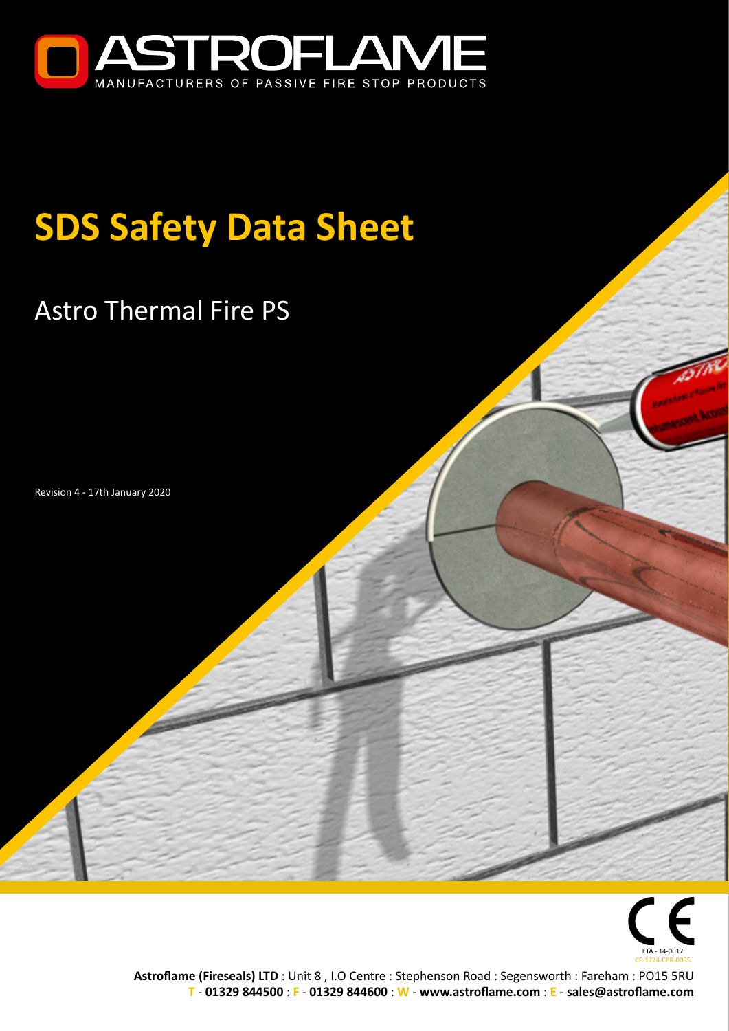ASTROFLAME

MANUFACTURERS OF PASSIVE FIRE STOP PRODUCTS

# SDS Safety Data Sheet

## Astro Thermal Fire PS

Revision 4 - 17th January 2020

ETA - 14-0017
CE-1224-CPR-0055

**Astroflame (Fireseals) LTD** : Unit 8 , I.O Centre : Stephenson Road : Segensworth : Fareham : PO15 5RU
T - **01329 844500** : F - **01329 844600** : W - **www.astroflame.com** : E - **sales@astroflame.com**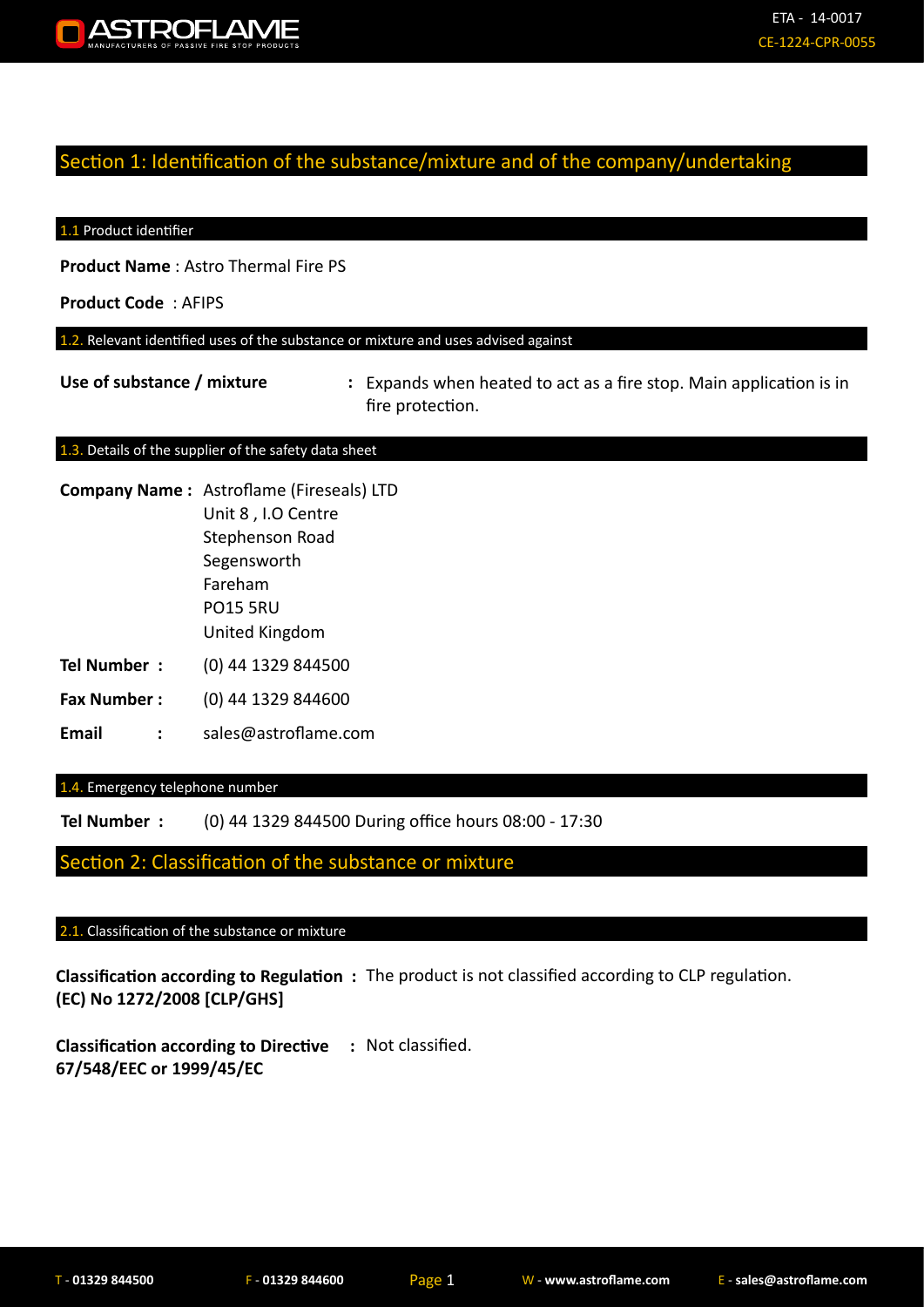## Section 1: Identification of the substance/mixture and of the company/undertaking

### 1.1 Product identifier

**Product Name** : Astro Thermal Fire PS

**Product Code** : AFIPS

### 1.2. Relevant identified uses of the substance or mixture and uses advised against

**Use of substance / mixture** : Expands when heated to act as a fire stop. Main application is in fire protection.

### 1.3. Details of the supplier of the safety data sheet

**Company Name :** Astroflame (Fireseals) LTD
Unit 8 , I.O Centre
Stephenson Road
Segensworth
Fareham
PO15 5RU
United Kingdom

**Tel Number :** (0) 44 1329 844500

**Fax Number :** (0) 44 1329 844600

**Email :** sales@astroflame.com

### 1.4. Emergency telephone number

**Tel Number :** (0) 44 1329 844500 During office hours 08:00 - 17:30

## Section 2: Classification of the substance or mixture

### 2.1. Classification of the substance or mixture

**Classification according to Regulation (EC) No 1272/2008 [CLP/GHS] :** The product is not classified according to CLP regulation.

**Classification according to Directive 67/548/EEC or 1999/45/EC :** Not classified.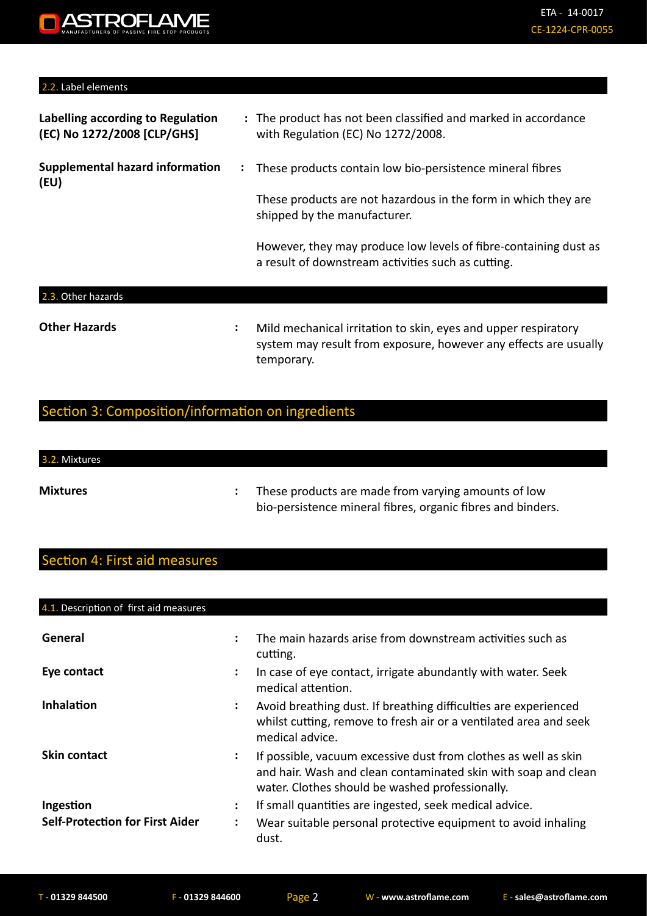### 2.2. Label elements

| | |
|---|---|
| **Labelling according to Regulation (EC) No 1272/2008 [CLP/GHS]** | The product has not been classified and marked in accordance with Regulation (EC) No 1272/2008. |
| **Supplemental hazard information (EU)** | These products contain low bio-persistence mineral fibres<br><br>These products are not hazardous in the form in which they are shipped by the manufacturer.<br><br>However, they may produce low levels of fibre-containing dust as a result of downstream activities such as cutting. |

### 2.3. Other hazards

| | |
|---|---|
| **Other Hazards** | Mild mechanical irritation to skin, eyes and upper respiratory system may result from exposure, however any effects are usually temporary. |

## Section 3: Composition/information on ingredients

### 3.2. Mixtures

| | |
|---|---|
| **Mixtures** | These products are made from varying amounts of low bio-persistence mineral fibres, organic fibres and binders. |

## Section 4: First aid measures

### 4.1. Description of first aid measures

| | |
|---|---|
| **General** | The main hazards arise from downstream activities such as cutting. |
| **Eye contact** | In case of eye contact, irrigate abundantly with water. Seek medical attention. |
| **Inhalation** | Avoid breathing dust. If breathing difficulties are experienced whilst cutting, remove to fresh air or a ventilated area and seek medical advice. |
| **Skin contact** | If possible, vacuum excessive dust from clothes as well as skin and hair. Wash and clean contaminated skin with soap and clean water. Clothes should be washed professionally. |
| **Ingestion** | If small quantities are ingested, seek medical advice. |
| **Self-Protection for First Aider** | Wear suitable personal protective equipment to avoid inhaling dust. |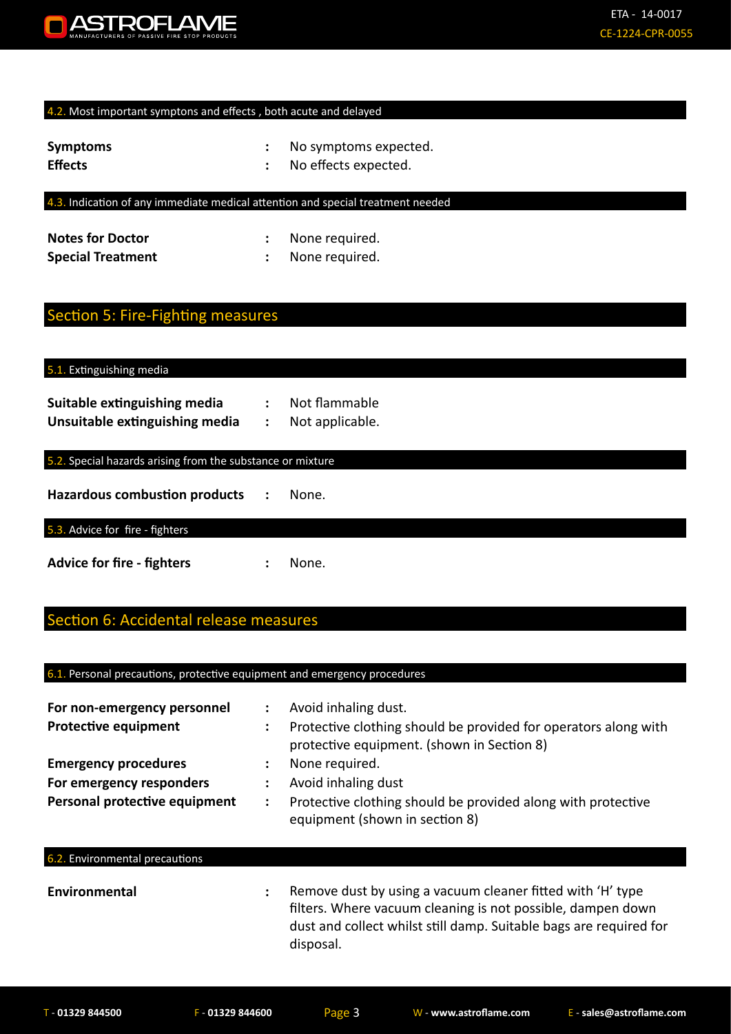### 4.2. Most important symptons and effects , both acute and delayed

| | | |
|---|---|---|
| **Symptoms** | : | No symptoms expected. |
| **Effects** | : | No effects expected. |

### 4.3. Indication of any immediate medical attention and special treatment needed

| | | |
|---|---|---|
| **Notes for Doctor** | : | None required. |
| **Special Treatment** | : | None required. |

## Section 5: Fire-Fighting measures

### 5.1. Extinguishing media

| | | |
|---|---|---|
| **Suitable extinguishing media** | : | Not flammable |
| **Unsuitable extinguishing media** | : | Not applicable. |

### 5.2. Special hazards arising from the substance or mixture

| | | |
|---|---|---|
| **Hazardous combustion products** | : | None. |

### 5.3. Advice for fire - fighters

| | | |
|---|---|---|
| **Advice for fire - fighters** | : | None. |

## Section 6: Accidental release measures

### 6.1. Personal precautions, protective equipment and emergency procedures

| | | |
|---|---|---|
| **For non-emergency personnel** | : | Avoid inhaling dust. |
| **Protective equipment** | : | Protective clothing should be provided for operators along with protective equipment. (shown in Section 8) |
| **Emergency procedures** | : | None required. |
| **For emergency responders** | : | Avoid inhaling dust |
| **Personal protective equipment** | : | Protective clothing should be provided along with protective equipment (shown in section 8) |

### 6.2. Environmental precautions

| | | |
|---|---|---|
| **Environmental** | : | Remove dust by using a vacuum cleaner fitted with 'H' type filters. Where vacuum cleaning is not possible, dampen down dust and collect whilst still damp. Suitable bags are required for disposal. |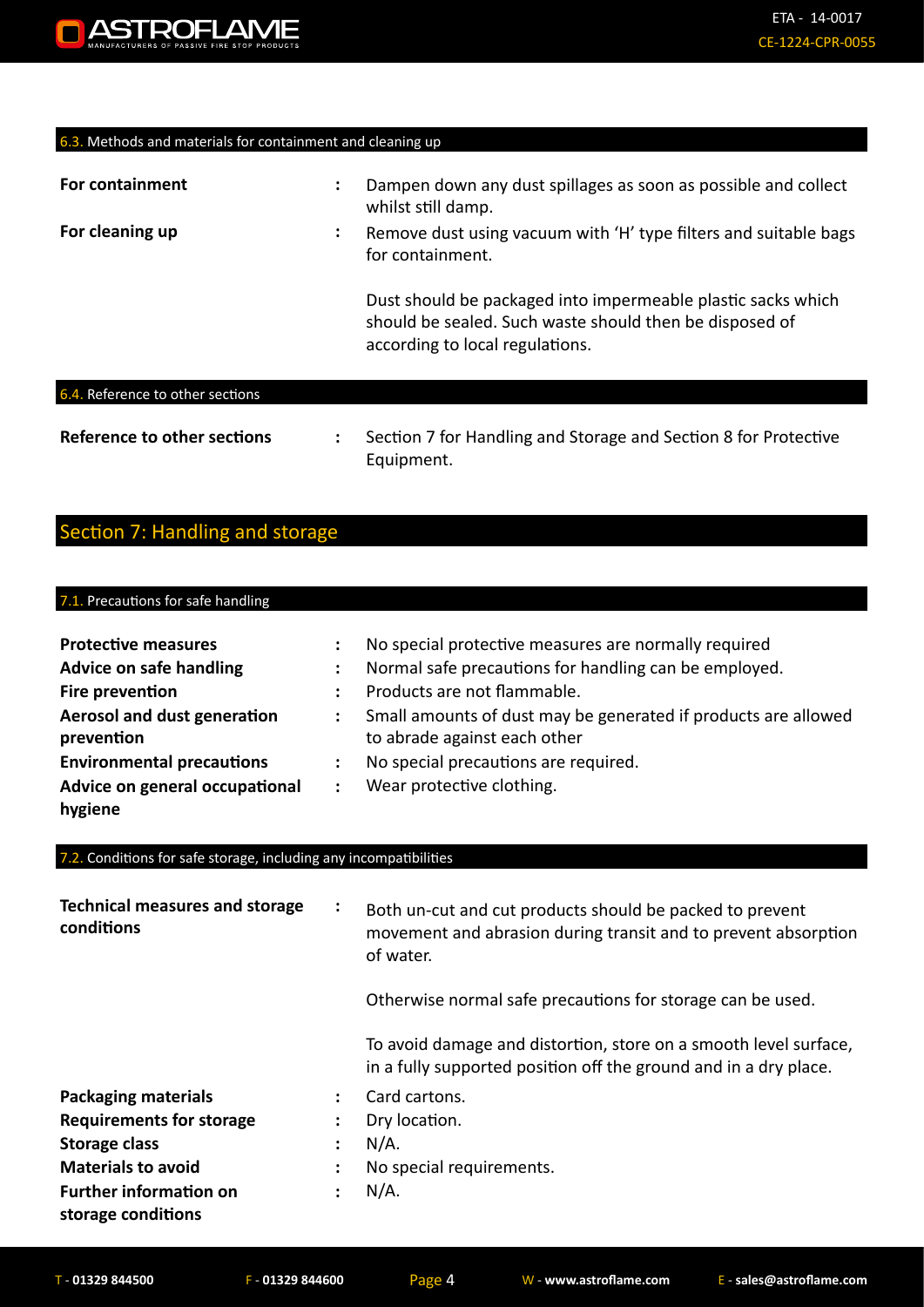### 6.3. Methods and materials for containment and cleaning up

| | | |
|---|---|---|
| **For containment** | : | Dampen down any dust spillages as soon as possible and collect whilst still damp. |
| **For cleaning up** | : | Remove dust using vacuum with 'H' type filters and suitable bags for containment.<br><br>Dust should be packaged into impermeable plastic sacks which should be sealed. Such waste should then be disposed of according to local regulations. |

### 6.4. Reference to other sections

| | | |
|---|---|---|
| **Reference to other sections** | : | Section 7 for Handling and Storage and Section 8 for Protective Equipment. |

## Section 7: Handling and storage

### 7.1. Precautions for safe handling

| | | |
|---|---|---|
| **Protective measures** | : | No special protective measures are normally required |
| **Advice on safe handling** | : | Normal safe precautions for handling can be employed. |
| **Fire prevention** | : | Products are not flammable. |
| **Aerosol and dust generation prevention** | : | Small amounts of dust may be generated if products are allowed to abrade against each other |
| **Environmental precautions** | : | No special precautions are required. |
| **Advice on general occupational hygiene** | : | Wear protective clothing. |

### 7.2. Conditions for safe storage, including any incompatibilities

| | | |
|---|---|---|
| **Technical measures and storage conditions** | : | Both un-cut and cut products should be packed to prevent movement and abrasion during transit and to prevent absorption of water.<br><br>Otherwise normal safe precautions for storage can be used.<br><br>To avoid damage and distortion, store on a smooth level surface, in a fully supported position off the ground and in a dry place. |
| **Packaging materials** | : | Card cartons. |
| **Requirements for storage** | : | Dry location. |
| **Storage class** | : | N/A. |
| **Materials to avoid** | : | No special requirements. |
| **Further information on storage conditions** | : | N/A. |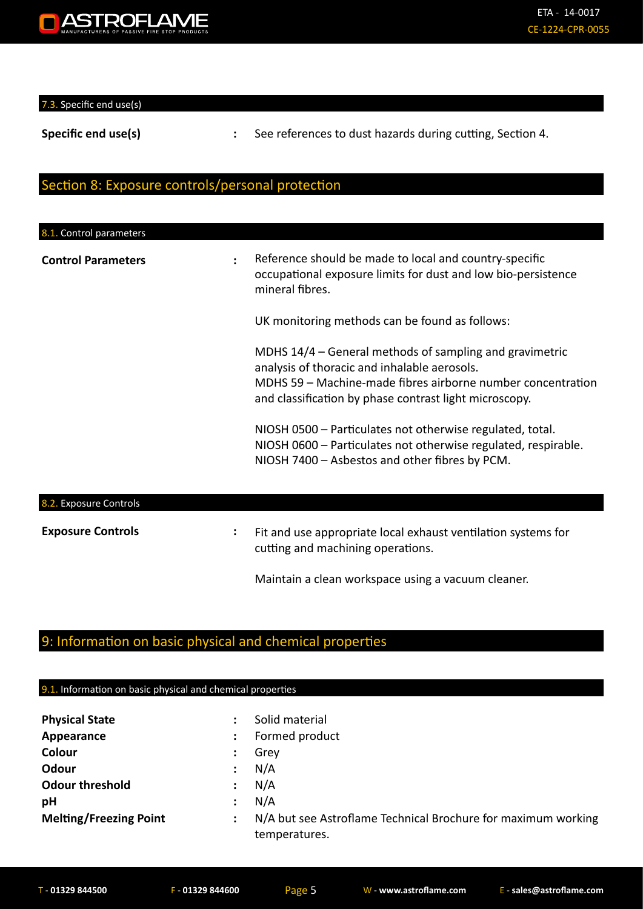#### 7.3. Specific end use(s)

**Specific end use(s)** : See references to dust hazards during cutting, Section 4.

## Section 8: Exposure controls/personal protection

#### 8.1. Control parameters

**Control Parameters** : Reference should be made to local and country-specific occupational exposure limits for dust and low bio-persistence mineral fibres.

UK monitoring methods can be found as follows:

MDHS 14/4 – General methods of sampling and gravimetric analysis of thoracic and inhalable aerosols.
MDHS 59 – Machine-made fibres airborne number concentration and classification by phase contrast light microscopy.

NIOSH 0500 – Particulates not otherwise regulated, total.
NIOSH 0600 – Particulates not otherwise regulated, respirable.
NIOSH 7400 – Asbestos and other fibres by PCM.

#### 8.2. Exposure Controls

**Exposure Controls** : Fit and use appropriate local exhaust ventilation systems for cutting and machining operations.

Maintain a clean workspace using a vacuum cleaner.

## 9: Information on basic physical and chemical properties

#### 9.1. Information on basic physical and chemical properties

**Physical State** : Solid material
**Appearance** : Formed product
**Colour** : Grey
**Odour** : N/A
**Odour threshold** : N/A
**pH** : N/A
**Melting/Freezing Point** : N/A but see Astroflame Technical Brochure for maximum working temperatures.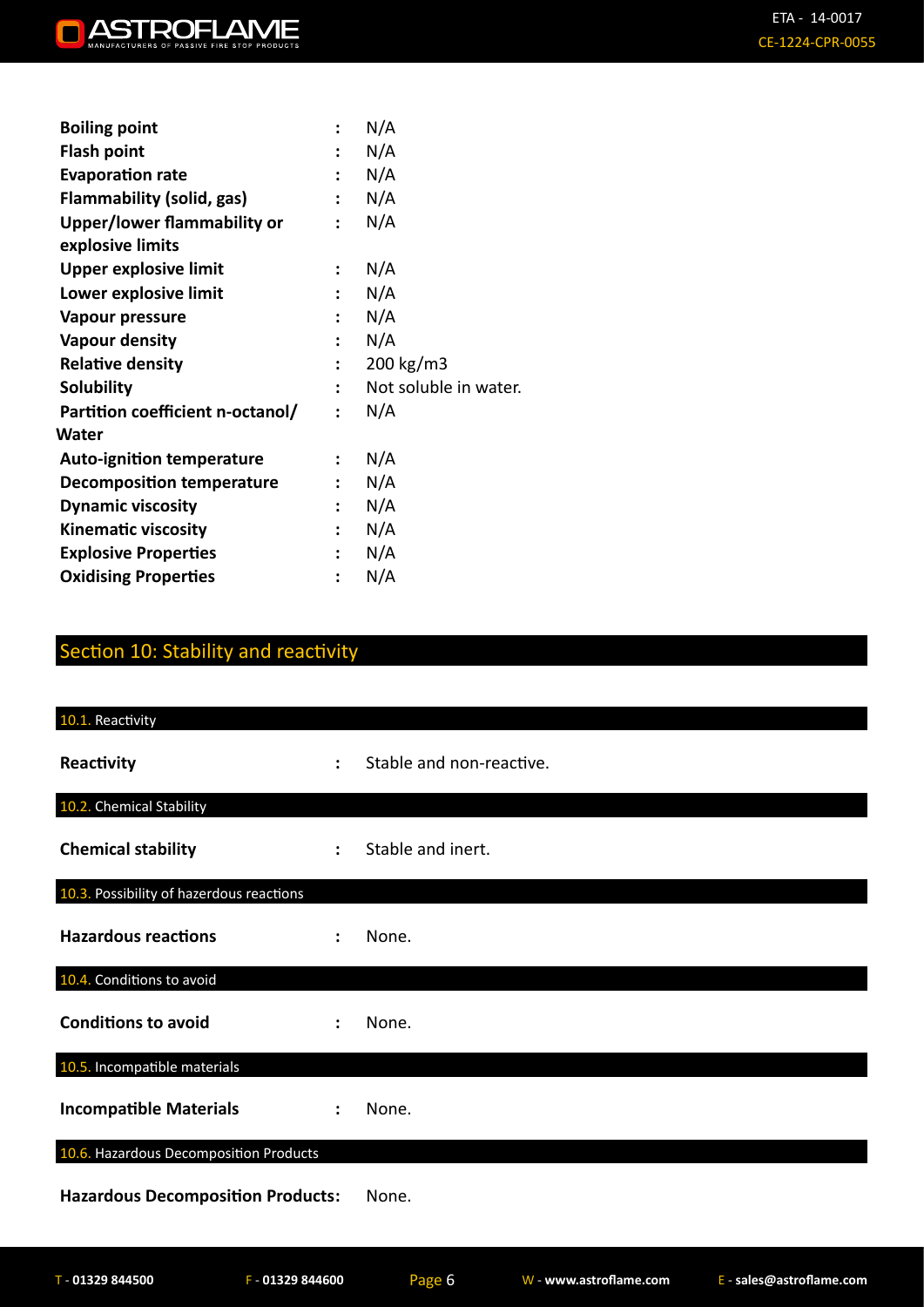| | | |
|---|---|---|
| **Boiling point** | : | N/A |
| **Flash point** | : | N/A |
| **Evaporation rate** | : | N/A |
| **Flammability (solid, gas)** | : | N/A |
| **Upper/lower flammability or explosive limits** | : | N/A |
| **Upper explosive limit** | : | N/A |
| **Lower explosive limit** | : | N/A |
| **Vapour pressure** | : | N/A |
| **Vapour density** | : | N/A |
| **Relative density** | : | 200 kg/m3 |
| **Solubility** | : | Not soluble in water. |
| **Partition coefficient n-octanol/ Water** | : | N/A |
| **Auto-ignition temperature** | : | N/A |
| **Decomposition temperature** | : | N/A |
| **Dynamic viscosity** | : | N/A |
| **Kinematic viscosity** | : | N/A |
| **Explosive Properties** | : | N/A |
| **Oxidising Properties** | : | N/A |

## Section 10: Stability and reactivity

### 10.1. Reactivity

**Reactivity** : Stable and non-reactive.

### 10.2. Chemical Stability

**Chemical stability** : Stable and inert.

### 10.3. Possibility of hazardous reactions

**Hazardous reactions** : None.

### 10.4. Conditions to avoid

**Conditions to avoid** : None.

### 10.5. Incompatible materials

**Incompatible Materials** : None.

### 10.6. Hazardous Decomposition Products

**Hazardous Decomposition Products:** None.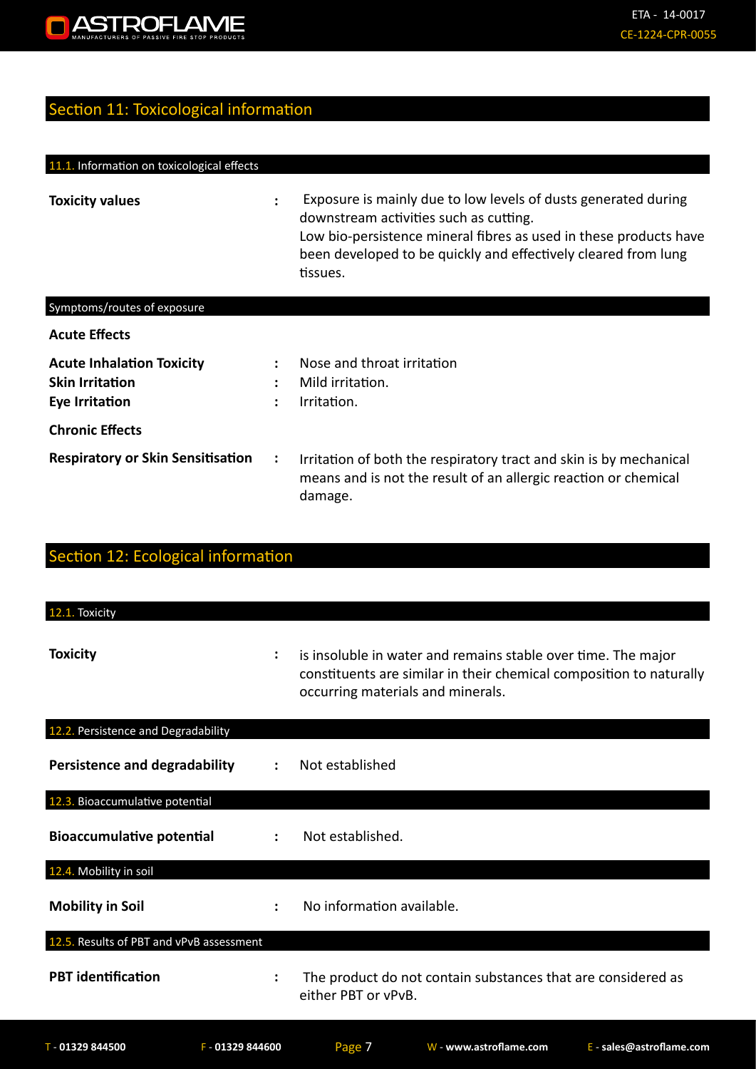## Section 11: Toxicological information

### 11.1. Information on toxicological effects

**Toxicity values** : Exposure is mainly due to low levels of dusts generated during downstream activities such as cutting.
Low bio-persistence mineral fibres as used in these products have been developed to be quickly and effectively cleared from lung tissues.

### Symptoms/routes of exposure

**Acute Effects**

**Acute Inhalation Toxicity** : Nose and throat irritation

**Skin Irritation** : Mild irritation.

**Eye Irritation** : Irritation.

**Chronic Effects**

**Respiratory or Skin Sensitisation** : Irritation of both the respiratory tract and skin is by mechanical means and is not the result of an allergic reaction or chemical damage.

## Section 12: Ecological information

### 12.1. Toxicity

**Toxicity** : is insoluble in water and remains stable over time. The major constituents are similar in their chemical composition to naturally occurring materials and minerals.

### 12.2. Persistence and Degradability

**Persistence and degradability** : Not established

### 12.3. Bioaccumulative potential

**Bioaccumulative potential** : Not established.

### 12.4. Mobility in soil

**Mobility in Soil** : No information available.

### 12.5. Results of PBT and vPvB assessment

**PBT identification** : The product do not contain substances that are considered as either PBT or vPvB.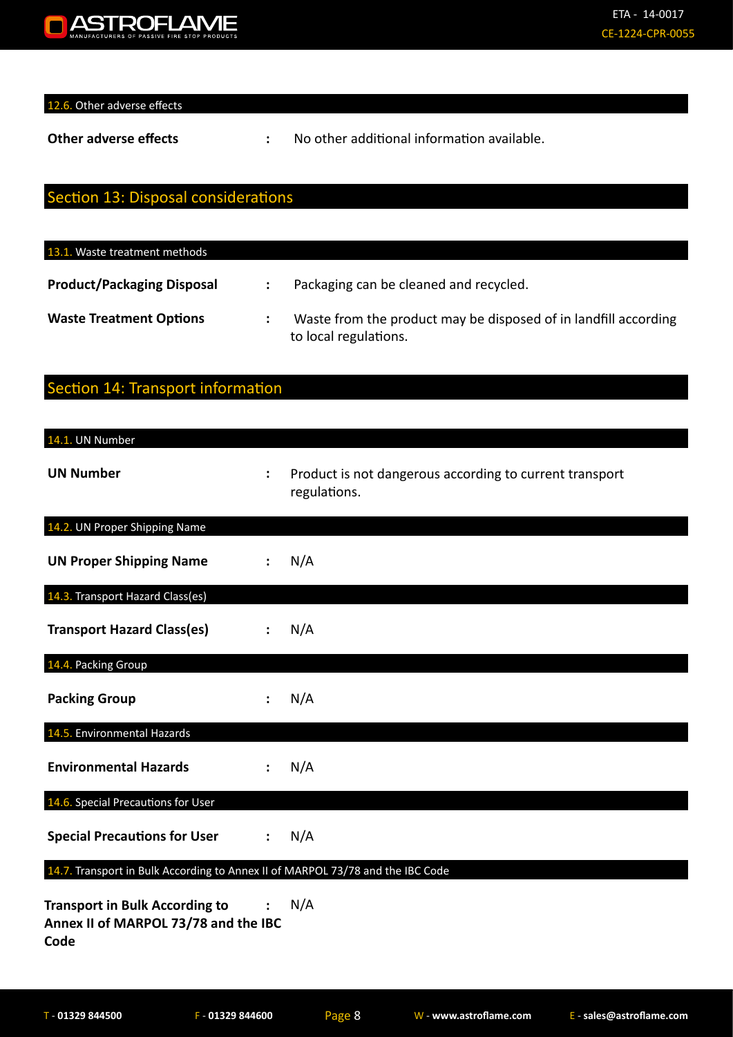#### 12.6. Other adverse effects

| | | |
|---|---|---|
| **Other adverse effects** | : | No other additional information available. |

## Section 13: Disposal considerations

#### 13.1. Waste treatment methods

| | | |
|---|---|---|
| **Product/Packaging Disposal** | : | Packaging can be cleaned and recycled. |
| **Waste Treatment Options** | : | Waste from the product may be disposed of in landfill according to local regulations. |

## Section 14: Transport information

#### 14.1. UN Number

| | | |
|---|---|---|
| **UN Number** | : | Product is not dangerous according to current transport regulations. |

#### 14.2. UN Proper Shipping Name

| | | |
|---|---|---|
| **UN Proper Shipping Name** | : | N/A |

#### 14.3. Transport Hazard Class(es)

| | | |
|---|---|---|
| **Transport Hazard Class(es)** | : | N/A |

#### 14.4. Packing Group

| | | |
|---|---|---|
| **Packing Group** | : | N/A |

#### 14.5. Environmental Hazards

| | | |
|---|---|---|
| **Environmental Hazards** | : | N/A |

#### 14.6. Special Precautions for User

| | | |
|---|---|---|
| **Special Precautions for User** | : | N/A |

#### 14.7. Transport in Bulk According to Annex II of MARPOL 73/78 and the IBC Code

| | | |
|---|---|---|
| **Transport in Bulk According to Annex II of MARPOL 73/78 and the IBC Code** | : | N/A |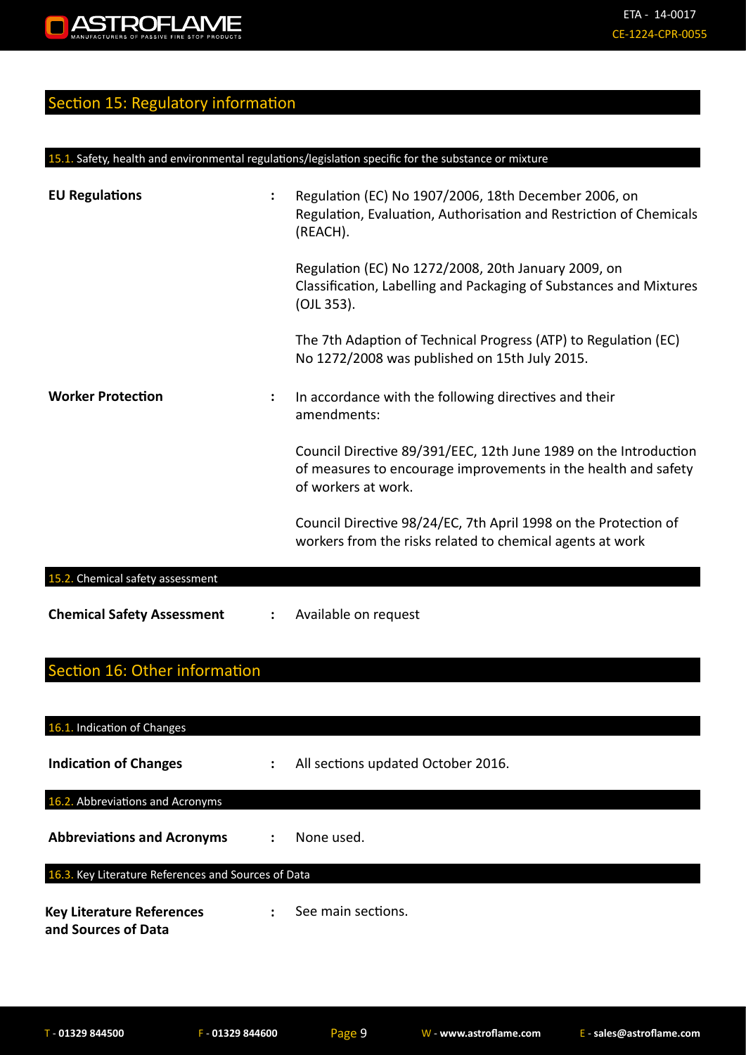## Section 15: Regulatory information

### 15.1. Safety, health and environmental regulations/legislation specific for the substance or mixture

**EU Regulations** : Regulation (EC) No 1907/2006, 18th December 2006, on Regulation, Evaluation, Authorisation and Restriction of Chemicals (REACH).

Regulation (EC) No 1272/2008, 20th January 2009, on Classification, Labelling and Packaging of Substances and Mixtures (OJL 353).

The 7th Adaption of Technical Progress (ATP) to Regulation (EC) No 1272/2008 was published on 15th July 2015.

**Worker Protection** : In accordance with the following directives and their amendments:

Council Directive 89/391/EEC, 12th June 1989 on the Introduction of measures to encourage improvements in the health and safety of workers at work.

Council Directive 98/24/EC, 7th April 1998 on the Protection of workers from the risks related to chemical agents at work

### 15.2. Chemical safety assessment

**Chemical Safety Assessment** : Available on request

## Section 16: Other information

### 16.1. Indication of Changes

**Indication of Changes** : All sections updated October 2016.

### 16.2. Abbreviations and Acronyms

**Abbreviations and Acronyms** : None used.

### 16.3. Key Literature References and Sources of Data

**Key Literature References and Sources of Data** : See main sections.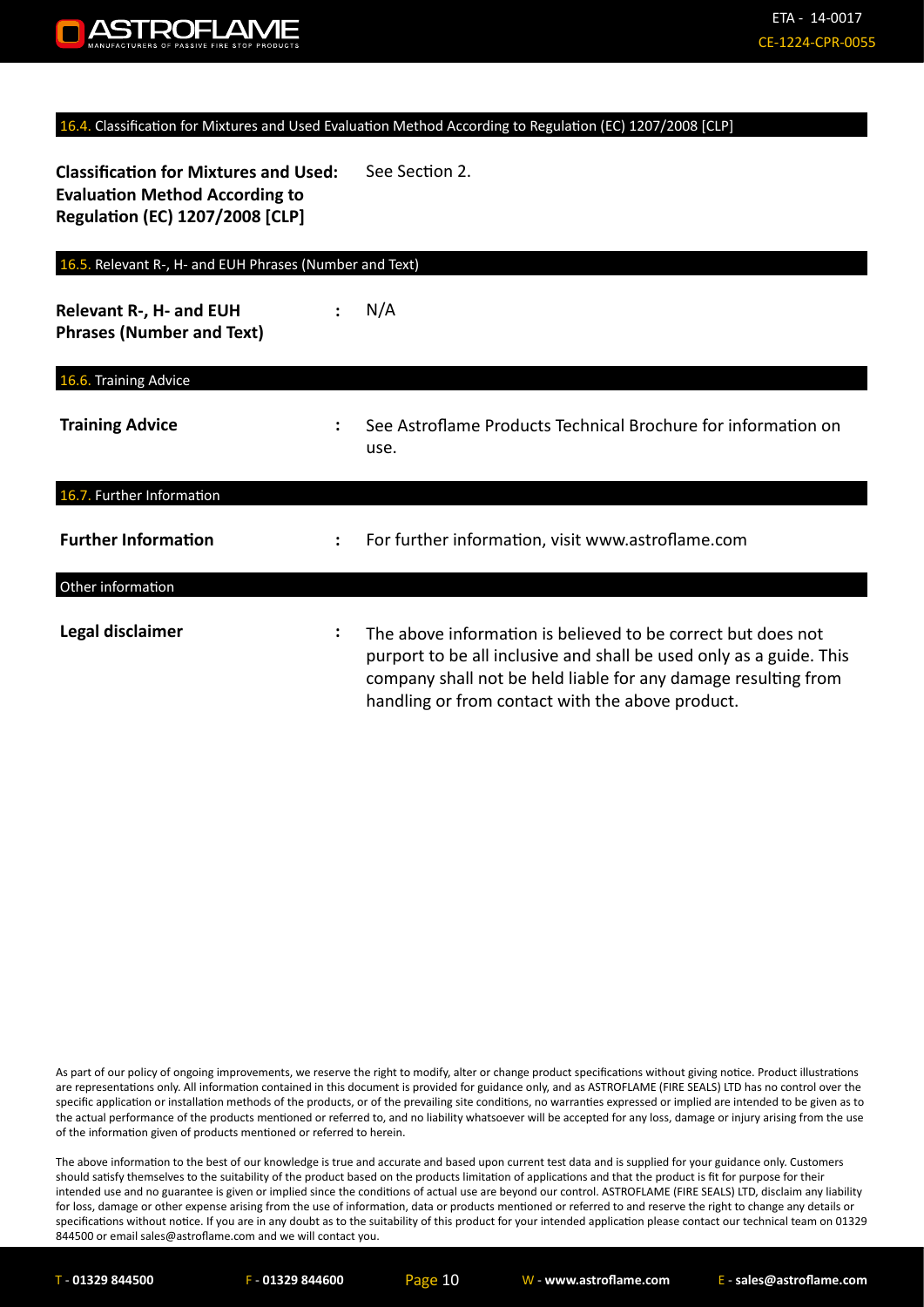## 16.4. Classification for Mixtures and Used Evaluation Method According to Regulation (EC) 1207/2008 [CLP]

**Classification for Mixtures and Used: Evaluation Method According to Regulation (EC) 1207/2008 [CLP]** See Section 2.

## 16.5. Relevant R-, H- and EUH Phrases (Number and Text)

**Relevant R-, H- and EUH Phrases (Number and Text)** : N/A

## 16.6. Training Advice

**Training Advice** : See Astroflame Products Technical Brochure for information on use.

## 16.7. Further Information

**Further Information** : For further information, visit www.astroflame.com

## Other information

**Legal disclaimer** : The above information is believed to be correct but does not purport to be all inclusive and shall be used only as a guide. This company shall not be held liable for any damage resulting from handling or from contact with the above product.

As part of our policy of ongoing improvements, we reserve the right to modify, alter or change product specifications without giving notice. Product illustrations are representations only. All information contained in this document is provided for guidance only, and as ASTROFLAME (FIRE SEALS) LTD has no control over the specific application or installation methods of the products, or of the prevailing site conditions, no warranties expressed or implied are intended to be given as to the actual performance of the products mentioned or referred to, and no liability whatsoever will be accepted for any loss, damage or injury arising from the use of the information given of products mentioned or referred to herein.

The above information to the best of our knowledge is true and accurate and based upon current test data and is supplied for your guidance only. Customers should satisfy themselves to the suitability of the product based on the products limitation of applications and that the product is fit for purpose for their intended use and no guarantee is given or implied since the conditions of actual use are beyond our control. ASTROFLAME (FIRE SEALS) LTD, disclaim any liability for loss, damage or other expense arising from the use of information, data or products mentioned or referred to and reserve the right to change any details or specifications without notice. If you are in any doubt as to the suitability of this product for your intended application please contact our technical team on 01329 844500 or email sales@astroflame.com and we will contact you.